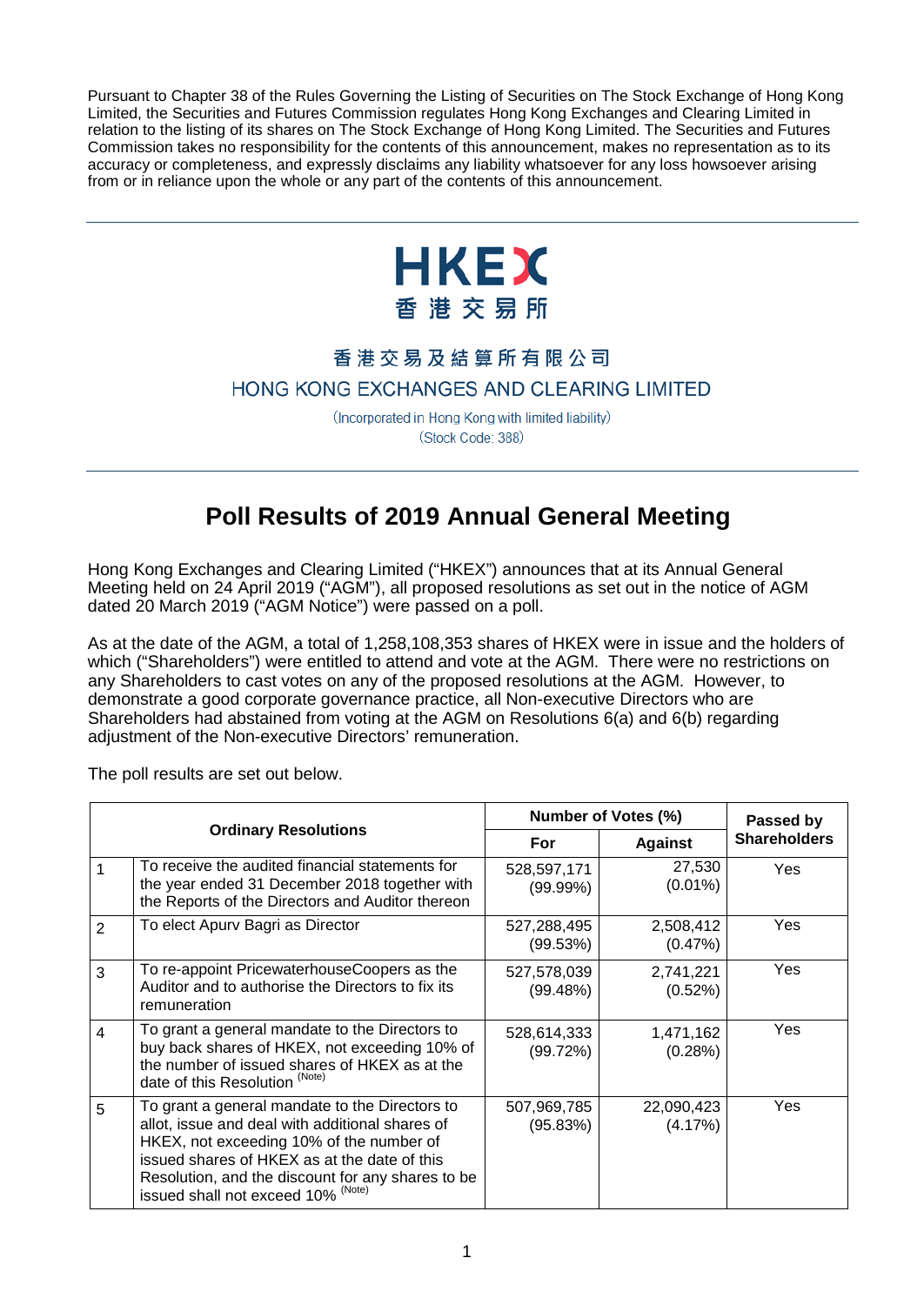Pursuant to Chapter 38 of the Rules Governing the Listing of Securities on The Stock Exchange of Hong Kong Limited, the Securities and Futures Commission regulates Hong Kong Exchanges and Clearing Limited in relation to the listing of its shares on The Stock Exchange of Hong Kong Limited. The Securities and Futures Commission takes no responsibility for the contents of this announcement, makes no representation as to its accuracy or completeness, and expressly disclaims any liability whatsoever for any loss howsoever arising from or in reliance upon the whole or any part of the contents of this announcement.

HKEX
香港交易所

香港交易及結算所有限公司
HONG KONG EXCHANGES AND CLEARING LIMITED

(Incorporated in Hong Kong with limited liability)
(Stock Code: 388)

# Poll Results of 2019 Annual General Meeting

Hong Kong Exchanges and Clearing Limited ("HKEX") announces that at its Annual General Meeting held on 24 April 2019 ("AGM"), all proposed resolutions as set out in the notice of AGM dated 20 March 2019 ("AGM Notice") were passed on a poll.

As at the date of the AGM, a total of 1,258,108,353 shares of HKEX were in issue and the holders of which ("Shareholders") were entitled to attend and vote at the AGM. There were no restrictions on any Shareholders to cast votes on any of the proposed resolutions at the AGM. However, to demonstrate a good corporate governance practice, all Non-executive Directors who are Shareholders had abstained from voting at the AGM on Resolutions 6(a) and 6(b) regarding adjustment of the Non-executive Directors' remuneration.

The poll results are set out below.

| Ordinary Resolutions | | Number of Votes (%) | | Passed by Shareholders |
|---|---|---|---|---|
| | | For | Against | |
| 1 | To receive the audited financial statements for the year ended 31 December 2018 together with the Reports of the Directors and Auditor thereon | 528,597,171 (99.99%) | 27,530 (0.01%) | Yes |
| 2 | To elect Apurv Bagri as Director | 527,288,495 (99.53%) | 2,508,412 (0.47%) | Yes |
| 3 | To re-appoint PricewaterhouseCoopers as the Auditor and to authorise the Directors to fix its remuneration | 527,578,039 (99.48%) | 2,741,221 (0.52%) | Yes |
| 4 | To grant a general mandate to the Directors to buy back shares of HKEX, not exceeding 10% of the number of issued shares of HKEX as at the date of this Resolution (Note) | 528,614,333 (99.72%) | 1,471,162 (0.28%) | Yes |
| 5 | To grant a general mandate to the Directors to allot, issue and deal with additional shares of HKEX, not exceeding 10% of the number of issued shares of HKEX as at the date of this Resolution, and the discount for any shares to be issued shall not exceed 10% (Note) | 507,969,785 (95.83%) | 22,090,423 (4.17%) | Yes |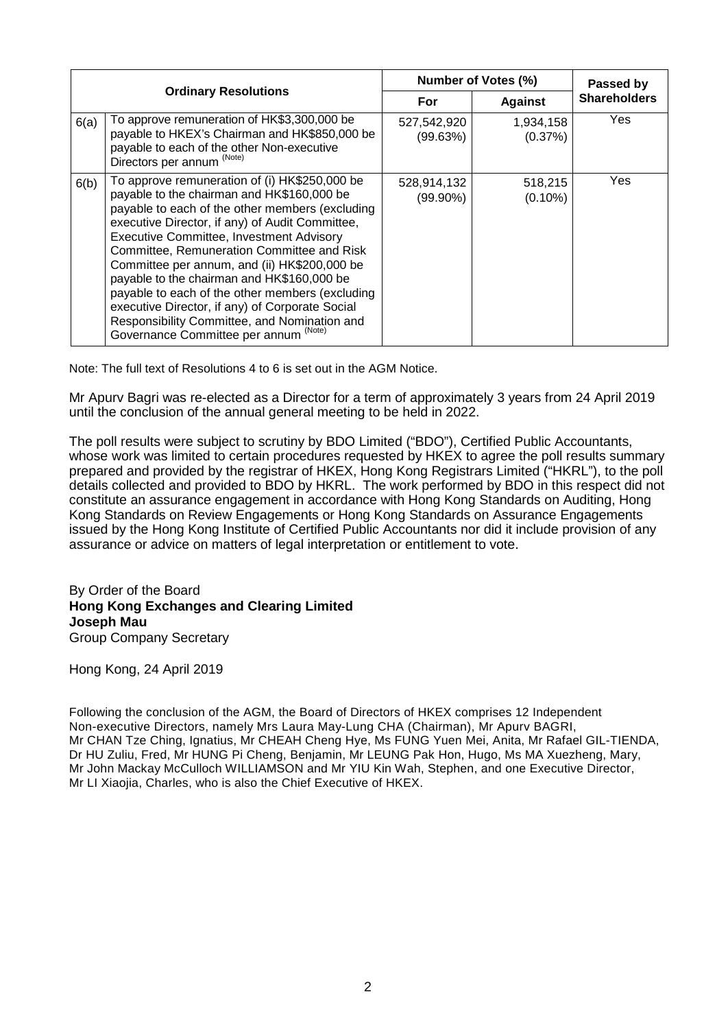| Ordinary Resolutions | | Number of Votes (%) | | Passed by Shareholders |
|---|---|---|---|---|
| | | For | Against | |
| 6(a) | To approve remuneration of HK$3,300,000 be payable to HKEX's Chairman and HK$850,000 be payable to each of the other Non-executive Directors per annum (Note) | 527,542,920 (99.63%) | 1,934,158 (0.37%) | Yes |
| 6(b) | To approve remuneration of (i) HK$250,000 be payable to the chairman and HK$160,000 be payable to each of the other members (excluding executive Director, if any) of Audit Committee, Executive Committee, Investment Advisory Committee, Remuneration Committee and Risk Committee per annum, and (ii) HK$200,000 be payable to the chairman and HK$160,000 be payable to each of the other members (excluding executive Director, if any) of Corporate Social Responsibility Committee, and Nomination and Governance Committee per annum (Note) | 528,914,132 (99.90%) | 518,215 (0.10%) | Yes |

Note: The full text of Resolutions 4 to 6 is set out in the AGM Notice.

Mr Apurv Bagri was re-elected as a Director for a term of approximately 3 years from 24 April 2019 until the conclusion of the annual general meeting to be held in 2022.

The poll results were subject to scrutiny by BDO Limited ("BDO"), Certified Public Accountants, whose work was limited to certain procedures requested by HKEX to agree the poll results summary prepared and provided by the registrar of HKEX, Hong Kong Registrars Limited ("HKRL"), to the poll details collected and provided to BDO by HKRL. The work performed by BDO in this respect did not constitute an assurance engagement in accordance with Hong Kong Standards on Auditing, Hong Kong Standards on Review Engagements or Hong Kong Standards on Assurance Engagements issued by the Hong Kong Institute of Certified Public Accountants nor did it include provision of any assurance or advice on matters of legal interpretation or entitlement to vote.

By Order of the Board
**Hong Kong Exchanges and Clearing Limited**
**Joseph Mau**
Group Company Secretary

Hong Kong, 24 April 2019

Following the conclusion of the AGM, the Board of Directors of HKEX comprises 12 Independent Non-executive Directors, namely Mrs Laura May-Lung CHA (Chairman), Mr Apurv BAGRI, Mr CHAN Tze Ching, Ignatius, Mr CHEAH Cheng Hye, Ms FUNG Yuen Mei, Anita, Mr Rafael GIL-TIENDA, Dr HU Zuliu, Fred, Mr HUNG Pi Cheng, Benjamin, Mr LEUNG Pak Hon, Hugo, Ms MA Xuezheng, Mary, Mr John Mackay McCulloch WILLIAMSON and Mr YIU Kin Wah, Stephen, and one Executive Director, Mr LI Xiaojia, Charles, who is also the Chief Executive of HKEX.